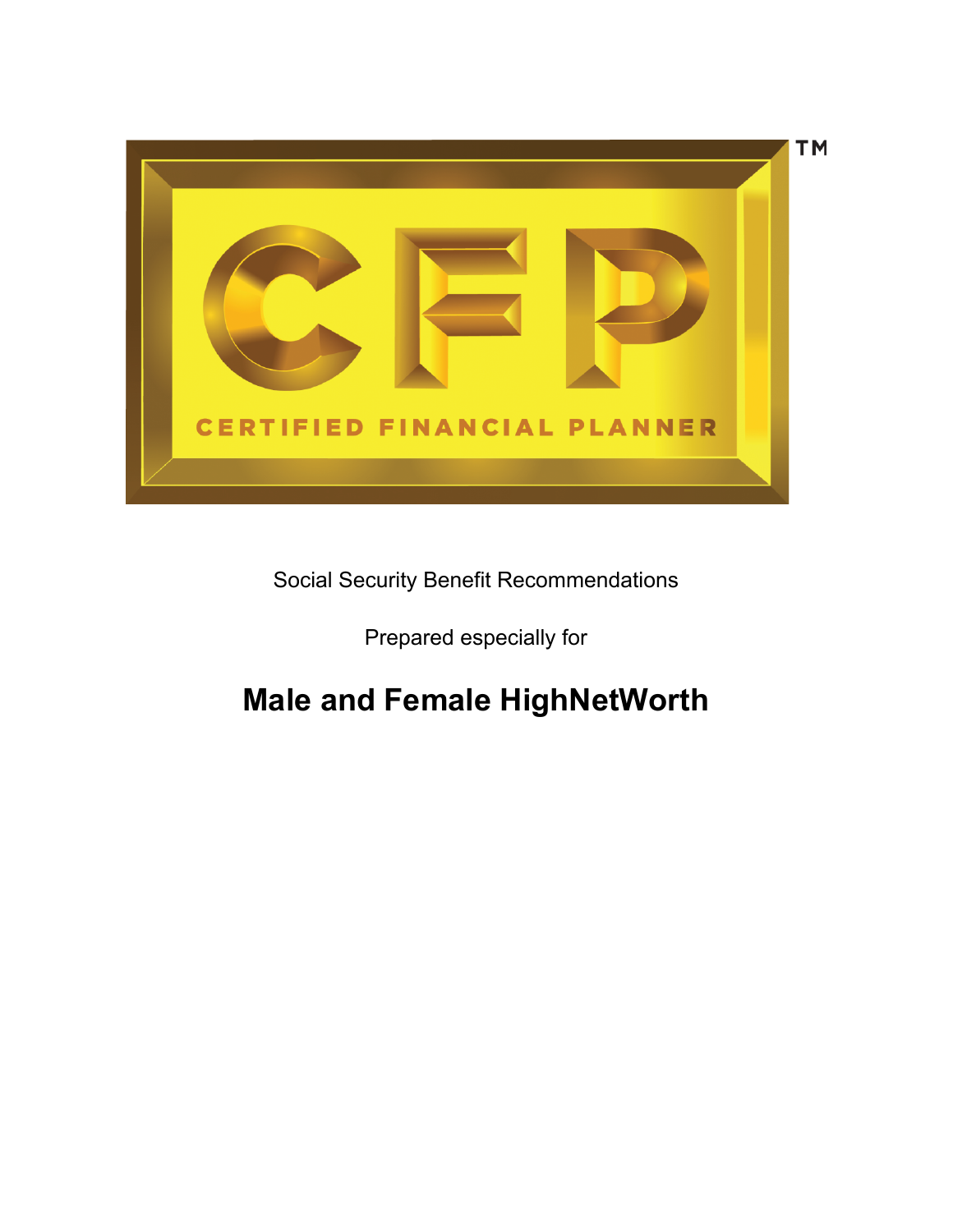CFP™

CERTIFIED FINANCIAL PLANNER

Social Security Benefit Recommendations

Prepared especially for

# Male and Female HighNetWorth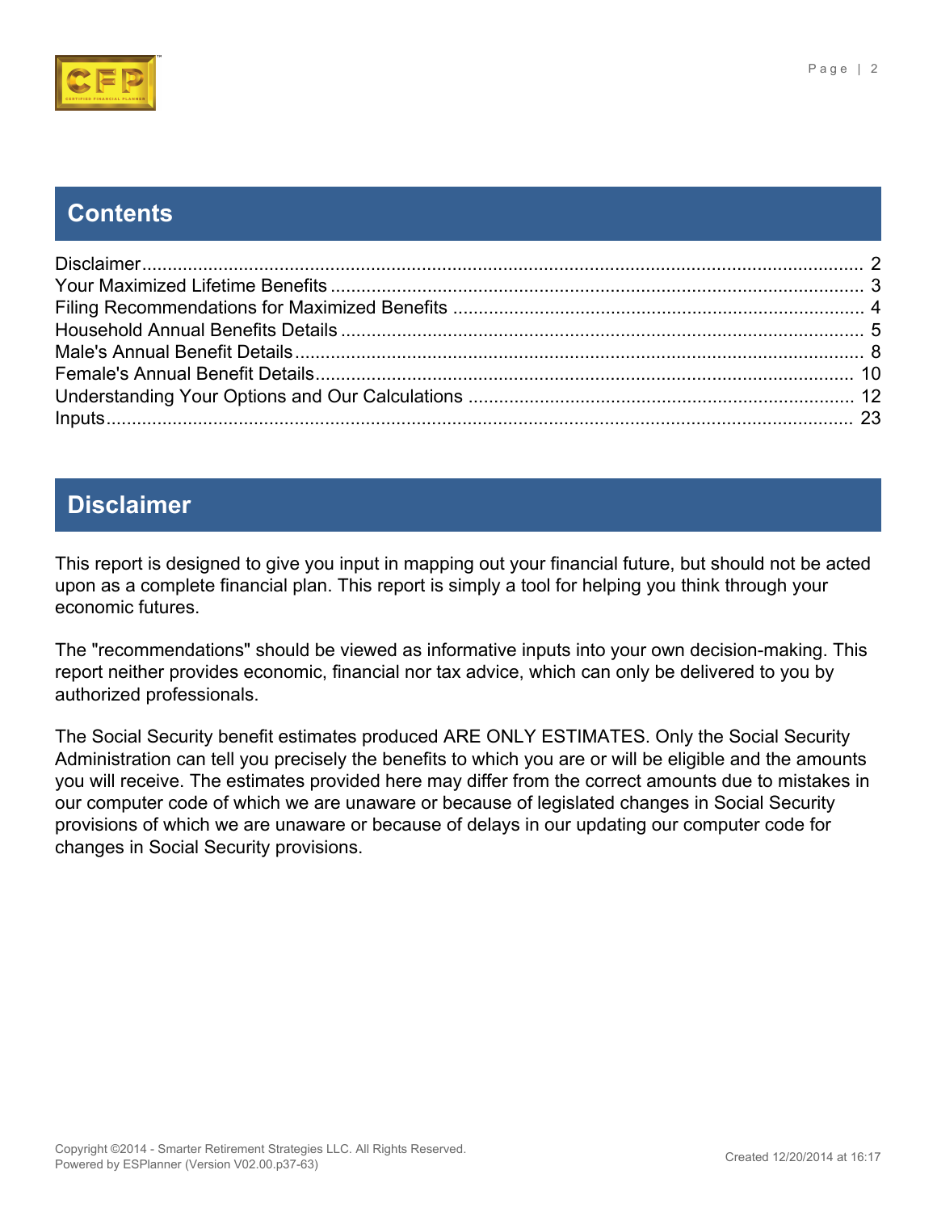## Contents

| | |
|---|---|
| Disclaimer | 2 |
| Your Maximized Lifetime Benefits | 3 |
| Filing Recommendations for Maximized Benefits | 4 |
| Household Annual Benefits Details | 5 |
| Male's Annual Benefit Details | 8 |
| Female's Annual Benefit Details | 10 |
| Understanding Your Options and Our Calculations | 12 |
| Inputs | 23 |

## Disclaimer

This report is designed to give you input in mapping out your financial future, but should not be acted upon as a complete financial plan. This report is simply a tool for helping you think through your economic futures.

The "recommendations" should be viewed as informative inputs into your own decision-making. This report neither provides economic, financial nor tax advice, which can only be delivered to you by authorized professionals.

The Social Security benefit estimates produced ARE ONLY ESTIMATES. Only the Social Security Administration can tell you precisely the benefits to which you are or will be eligible and the amounts you will receive. The estimates provided here may differ from the correct amounts due to mistakes in our computer code of which we are unaware or because of legislated changes in Social Security provisions of which we are unaware or because of delays in our updating our computer code for changes in Social Security provisions.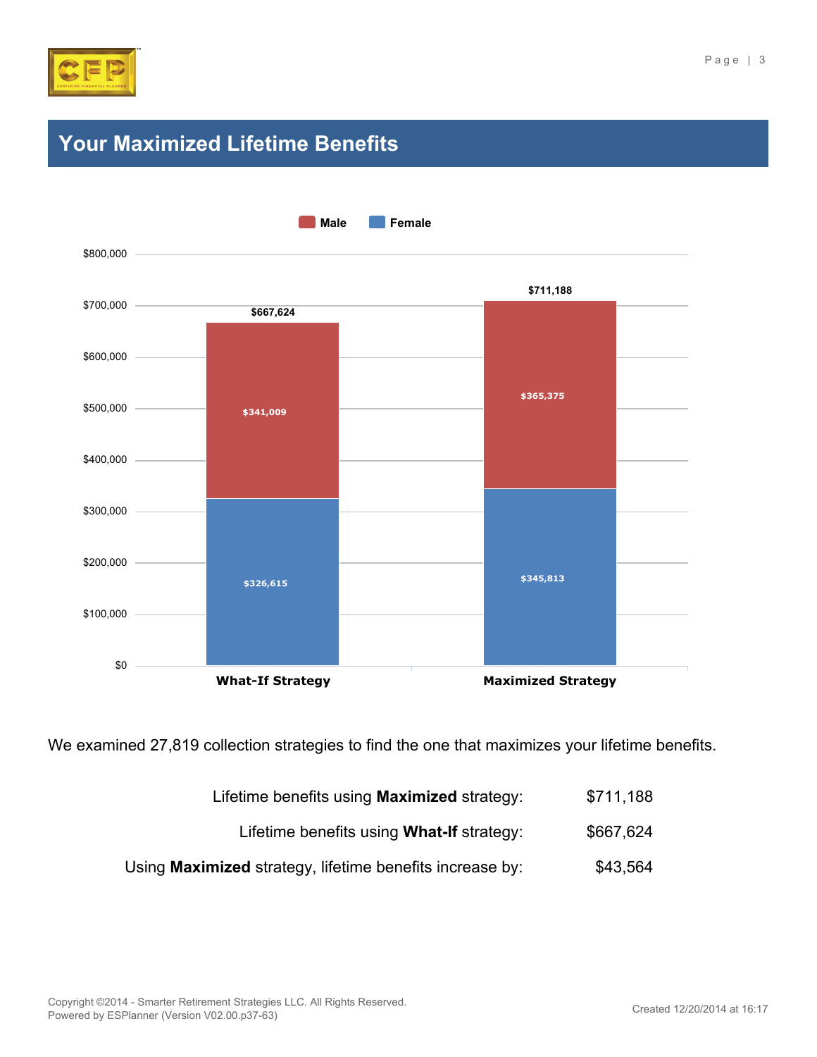# Your Maximized Lifetime Benefits

| | What-If Strategy | Maximized Strategy |
|---|---|---|
| Male | $341,009 | $365,375 |
| Female | $326,615 | $345,813 |
| Total | $667,624 | $711,188 |

We examined 27,819 collection strategies to find the one that maximizes your lifetime benefits.

| | |
|---|---|
| Lifetime benefits using **Maximized** strategy: | $711,188 |
| Lifetime benefits using **What-If** strategy: | $667,624 |
| Using **Maximized** strategy, lifetime benefits increase by: | $43,564 |

Copyright ©2014 - Smarter Retirement Strategies LLC. All Rights Reserved.
Powered by ESPlanner (Version V02.00.p37-63)

Created 12/20/2014 at 16:17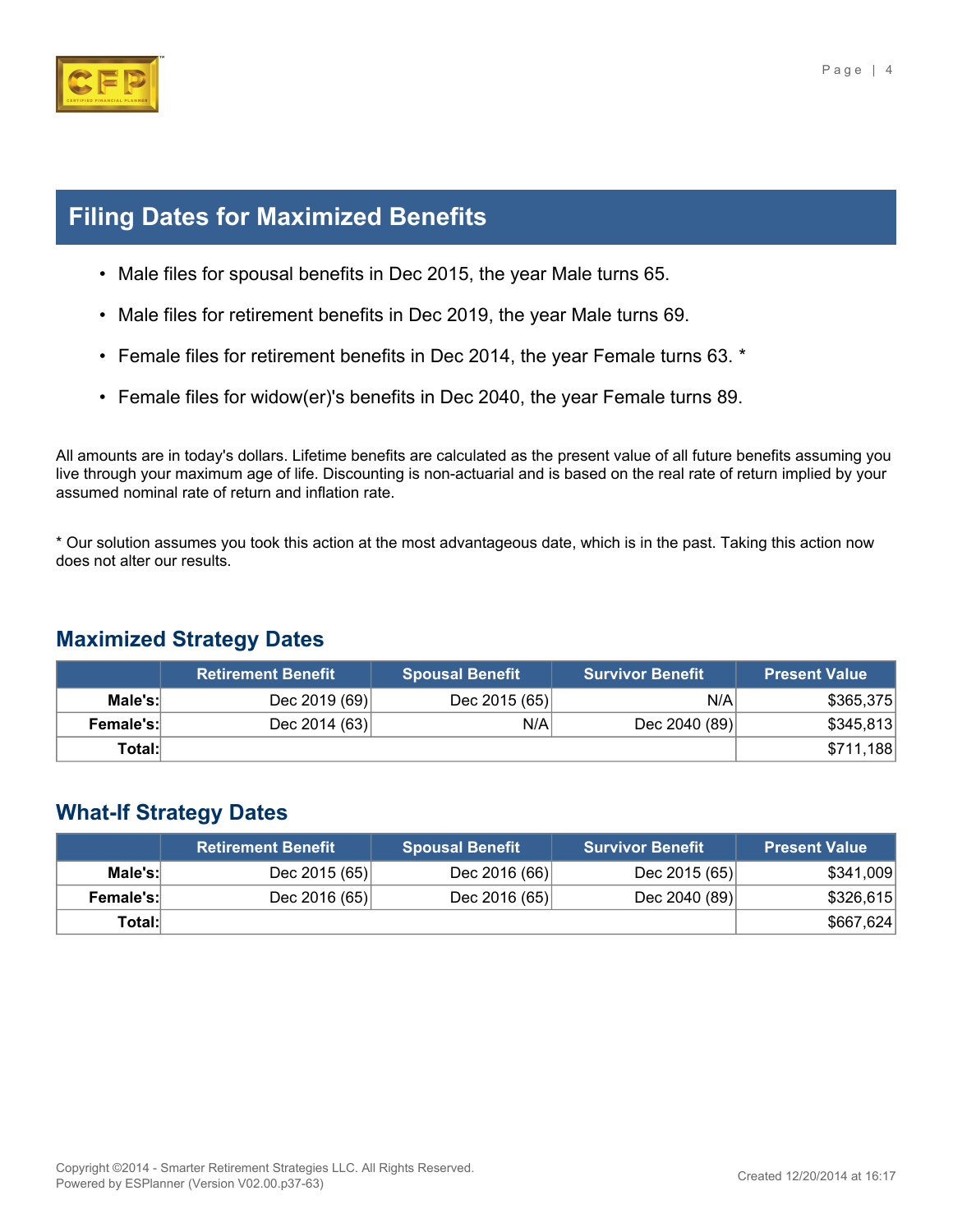## Filing Dates for Maximized Benefits

- Male files for spousal benefits in Dec 2015, the year Male turns 65.
- Male files for retirement benefits in Dec 2019, the year Male turns 69.
- Female files for retirement benefits in Dec 2014, the year Female turns 63. *
- Female files for widow(er)'s benefits in Dec 2040, the year Female turns 89.

All amounts are in today's dollars. Lifetime benefits are calculated as the present value of all future benefits assuming you live through your maximum age of life. Discounting is non-actuarial and is based on the real rate of return implied by your assumed nominal rate of return and inflation rate.

* Our solution assumes you took this action at the most advantageous date, which is in the past. Taking this action now does not alter our results.

### Maximized Strategy Dates

| | Retirement Benefit | Spousal Benefit | Survivor Benefit | Present Value |
|---|---|---|---|---|
| **Male's:** | Dec 2019 (69) | Dec 2015 (65) | N/A | $365,375 |
| **Female's:** | Dec 2014 (63) | N/A | Dec 2040 (89) | $345,813 |
| **Total:** | | | | $711,188 |

### What-If Strategy Dates

| | Retirement Benefit | Spousal Benefit | Survivor Benefit | Present Value |
|---|---|---|---|---|
| **Male's:** | Dec 2015 (65) | Dec 2016 (66) | Dec 2015 (65) | $341,009 |
| **Female's:** | Dec 2016 (65) | Dec 2016 (65) | Dec 2040 (89) | $326,615 |
| **Total:** | | | | $667,624 |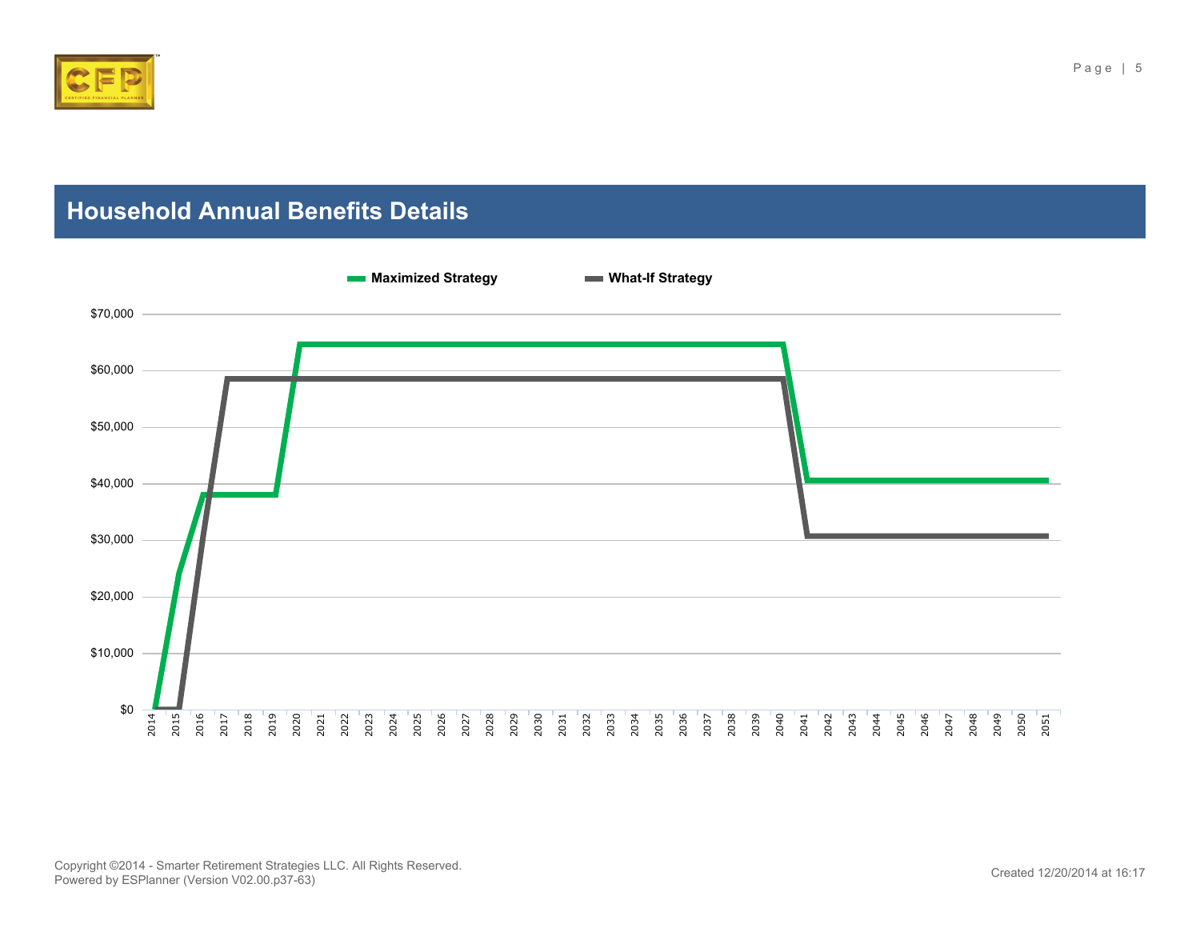## Household Annual Benefits Details

**Maximized Strategy** **What-If Strategy**

$70,000
$60,000
$50,000
$40,000
$30,000
$20,000
$10,000
$0

2014 2015 2016 2017 2018 2019 2020 2021 2022 2023 2024 2025 2026 2027 2028 2029 2030 2031 2032 2033 2034 2035 2036 2037 2038 2039 2040 2041 2042 2043 2044 2045 2046 2047 2048 2049 2050 2051

Copyright ©2014 - Smarter Retirement Strategies LLC. All Rights Reserved.
Powered by ESPlanner (Version V02.00.p37-63)

Created 12/20/2014 at 16:17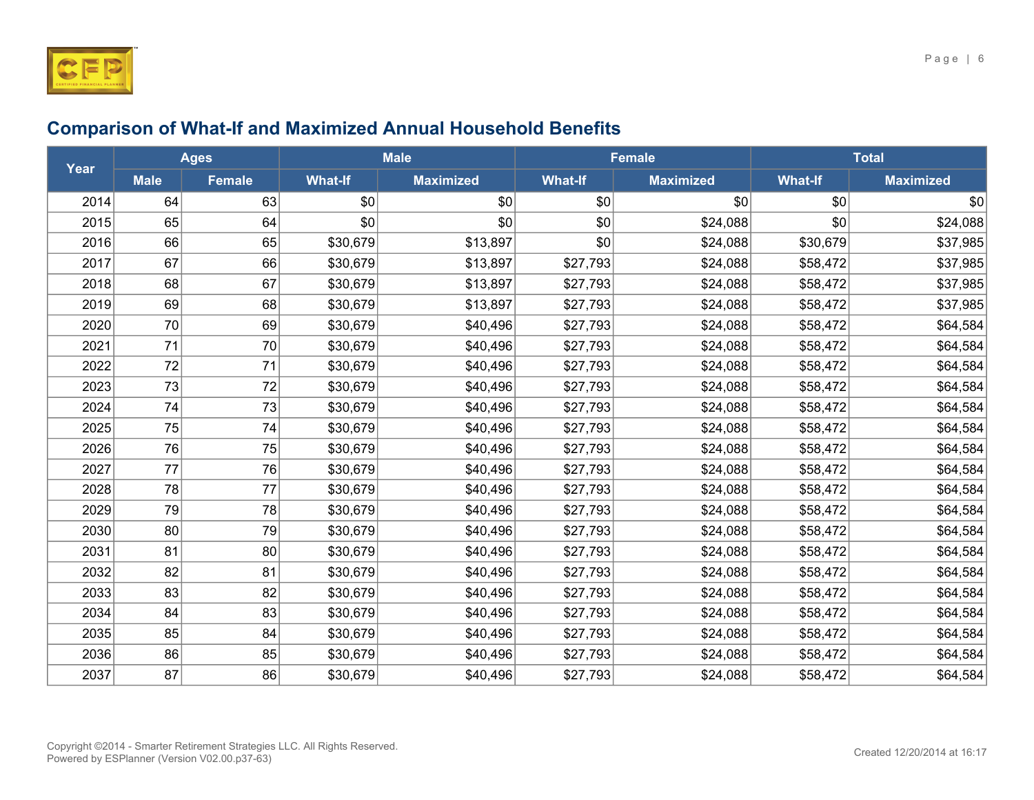## Comparison of What-If and Maximized Annual Household Benefits

| Year | Ages | | Male | | Female | | Total | |
|---|---|---|---|---|---|---|---|---|
| | Male | Female | What-If | Maximized | What-If | Maximized | What-If | Maximized |
| 2014 | 64 | 63 | $0 | $0 | $0 | $0 | $0 | $0 |
| 2015 | 65 | 64 | $0 | $0 | $0 | $24,088 | $0 | $24,088 |
| 2016 | 66 | 65 | $30,679 | $13,897 | $0 | $24,088 | $30,679 | $37,985 |
| 2017 | 67 | 66 | $30,679 | $13,897 | $27,793 | $24,088 | $58,472 | $37,985 |
| 2018 | 68 | 67 | $30,679 | $13,897 | $27,793 | $24,088 | $58,472 | $37,985 |
| 2019 | 69 | 68 | $30,679 | $13,897 | $27,793 | $24,088 | $58,472 | $37,985 |
| 2020 | 70 | 69 | $30,679 | $40,496 | $27,793 | $24,088 | $58,472 | $64,584 |
| 2021 | 71 | 70 | $30,679 | $40,496 | $27,793 | $24,088 | $58,472 | $64,584 |
| 2022 | 72 | 71 | $30,679 | $40,496 | $27,793 | $24,088 | $58,472 | $64,584 |
| 2023 | 73 | 72 | $30,679 | $40,496 | $27,793 | $24,088 | $58,472 | $64,584 |
| 2024 | 74 | 73 | $30,679 | $40,496 | $27,793 | $24,088 | $58,472 | $64,584 |
| 2025 | 75 | 74 | $30,679 | $40,496 | $27,793 | $24,088 | $58,472 | $64,584 |
| 2026 | 76 | 75 | $30,679 | $40,496 | $27,793 | $24,088 | $58,472 | $64,584 |
| 2027 | 77 | 76 | $30,679 | $40,496 | $27,793 | $24,088 | $58,472 | $64,584 |
| 2028 | 78 | 77 | $30,679 | $40,496 | $27,793 | $24,088 | $58,472 | $64,584 |
| 2029 | 79 | 78 | $30,679 | $40,496 | $27,793 | $24,088 | $58,472 | $64,584 |
| 2030 | 80 | 79 | $30,679 | $40,496 | $27,793 | $24,088 | $58,472 | $64,584 |
| 2031 | 81 | 80 | $30,679 | $40,496 | $27,793 | $24,088 | $58,472 | $64,584 |
| 2032 | 82 | 81 | $30,679 | $40,496 | $27,793 | $24,088 | $58,472 | $64,584 |
| 2033 | 83 | 82 | $30,679 | $40,496 | $27,793 | $24,088 | $58,472 | $64,584 |
| 2034 | 84 | 83 | $30,679 | $40,496 | $27,793 | $24,088 | $58,472 | $64,584 |
| 2035 | 85 | 84 | $30,679 | $40,496 | $27,793 | $24,088 | $58,472 | $64,584 |
| 2036 | 86 | 85 | $30,679 | $40,496 | $27,793 | $24,088 | $58,472 | $64,584 |
| 2037 | 87 | 86 | $30,679 | $40,496 | $27,793 | $24,088 | $58,472 | $64,584 |

Copyright ©2014 - Smarter Retirement Strategies LLC. All Rights Reserved.
Powered by ESPlanner (Version V02.00.p37-63)

Created 12/20/2014 at 16:17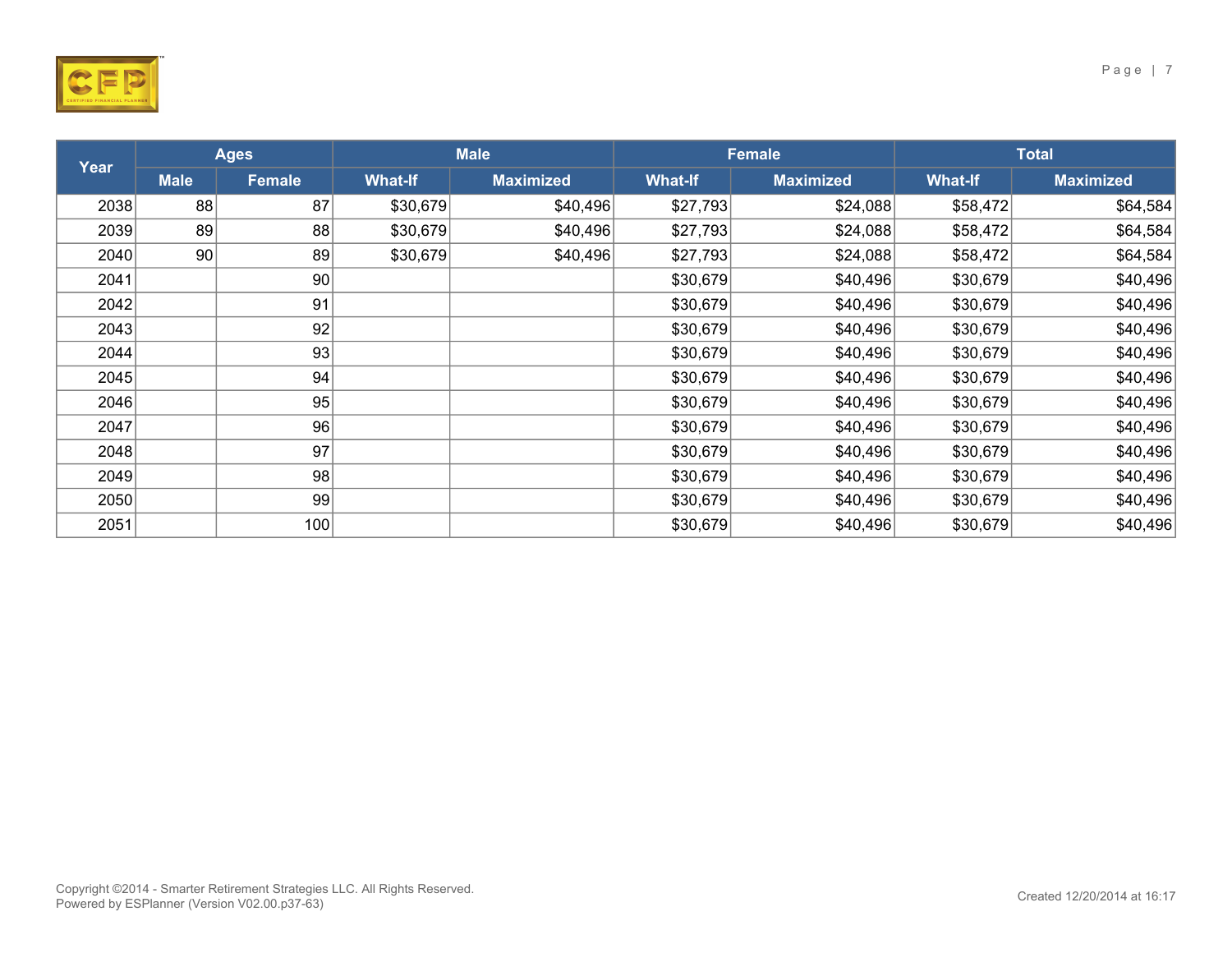| Year | Ages | | Male | | Female | | Total | |
|---|---|---|---|---|---|---|---|---|
| | Male | Female | What-If | Maximized | What-If | Maximized | What-If | Maximized |
| 2038 | 88 | 87 | $30,679 | $40,496 | $27,793 | $24,088 | $58,472 | $64,584 |
| 2039 | 89 | 88 | $30,679 | $40,496 | $27,793 | $24,088 | $58,472 | $64,584 |
| 2040 | 90 | 89 | $30,679 | $40,496 | $27,793 | $24,088 | $58,472 | $64,584 |
| 2041 | | 90 | | | $30,679 | $40,496 | $30,679 | $40,496 |
| 2042 | | 91 | | | $30,679 | $40,496 | $30,679 | $40,496 |
| 2043 | | 92 | | | $30,679 | $40,496 | $30,679 | $40,496 |
| 2044 | | 93 | | | $30,679 | $40,496 | $30,679 | $40,496 |
| 2045 | | 94 | | | $30,679 | $40,496 | $30,679 | $40,496 |
| 2046 | | 95 | | | $30,679 | $40,496 | $30,679 | $40,496 |
| 2047 | | 96 | | | $30,679 | $40,496 | $30,679 | $40,496 |
| 2048 | | 97 | | | $30,679 | $40,496 | $30,679 | $40,496 |
| 2049 | | 98 | | | $30,679 | $40,496 | $30,679 | $40,496 |
| 2050 | | 99 | | | $30,679 | $40,496 | $30,679 | $40,496 |
| 2051 | | 100 | | | $30,679 | $40,496 | $30,679 | $40,496 |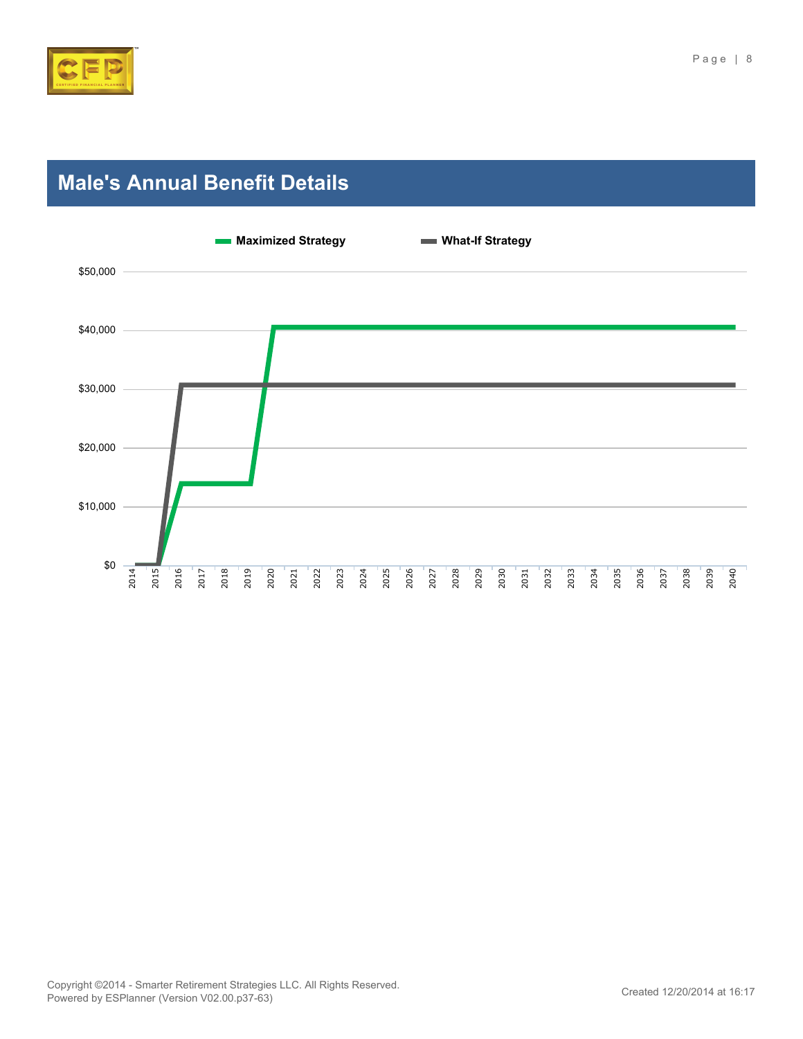## Male's Annual Benefit Details

Maximized Strategy

What-If Strategy

$50,000

$40,000

$30,000

$20,000

$10,000

$0

2014 2015 2016 2017 2018 2019 2020 2021 2022 2023 2024 2025 2026 2027 2028 2029 2030 2031 2032 2033 2034 2035 2036 2037 2038 2039 2040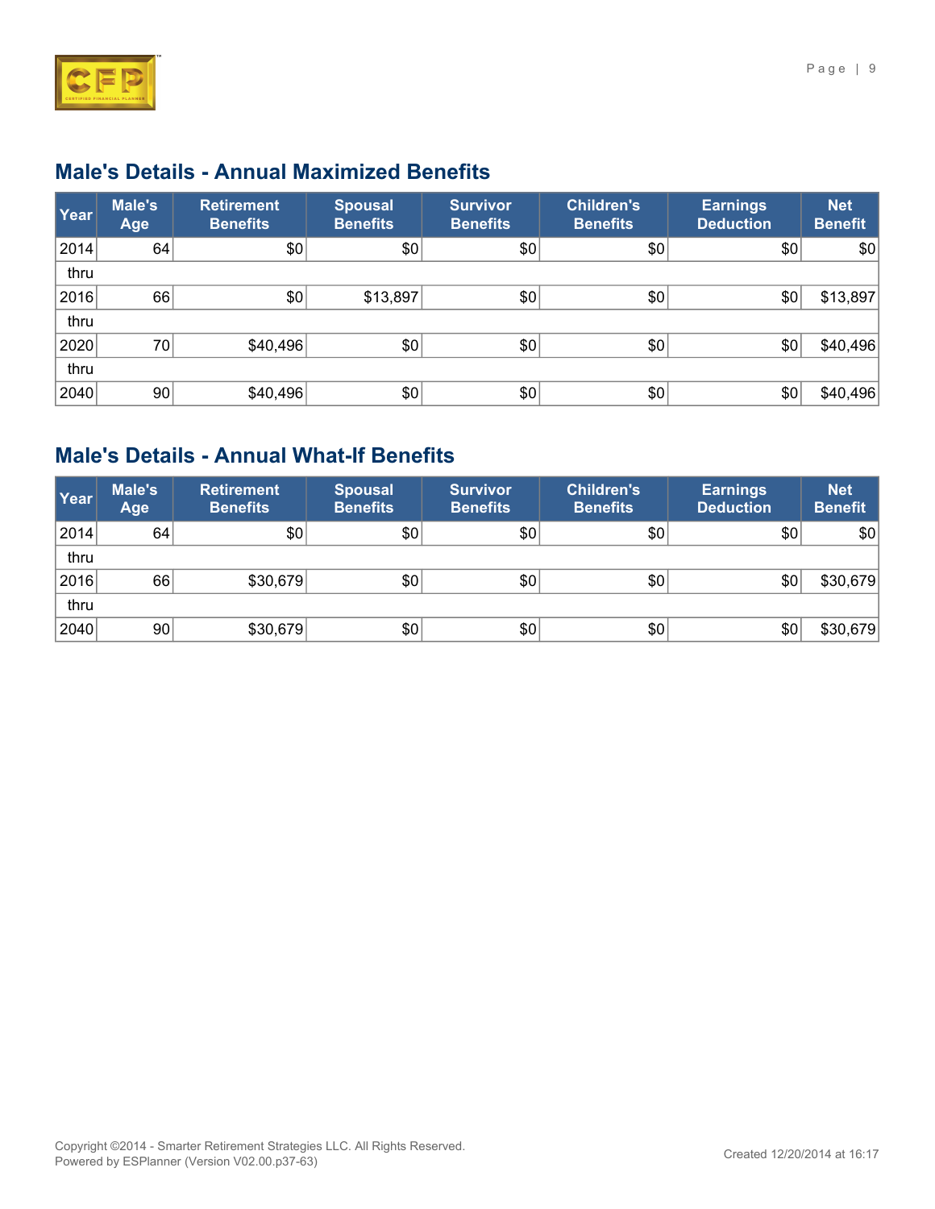## Male's Details - Annual Maximized Benefits

| Year | Male's Age | Retirement Benefits | Spousal Benefits | Survivor Benefits | Children's Benefits | Earnings Deduction | Net Benefit |
|---|---|---|---|---|---|---|---|
| 2014 | 64 | $0 | $0 | $0 | $0 | $0 | $0 |
| thru | | | | | | | |
| 2016 | 66 | $0 | $13,897 | $0 | $0 | $0 | $13,897 |
| thru | | | | | | | |
| 2020 | 70 | $40,496 | $0 | $0 | $0 | $0 | $40,496 |
| thru | | | | | | | |
| 2040 | 90 | $40,496 | $0 | $0 | $0 | $0 | $40,496 |

## Male's Details - Annual What-If Benefits

| Year | Male's Age | Retirement Benefits | Spousal Benefits | Survivor Benefits | Children's Benefits | Earnings Deduction | Net Benefit |
|---|---|---|---|---|---|---|---|
| 2014 | 64 | $0 | $0 | $0 | $0 | $0 | $0 |
| thru | | | | | | | |
| 2016 | 66 | $30,679 | $0 | $0 | $0 | $0 | $30,679 |
| thru | | | | | | | |
| 2040 | 90 | $30,679 | $0 | $0 | $0 | $0 | $30,679 |

Copyright ©2014 - Smarter Retirement Strategies LLC. All Rights Reserved.
Powered by ESPlanner (Version V02.00.p37-63)

Created 12/20/2014 at 16:17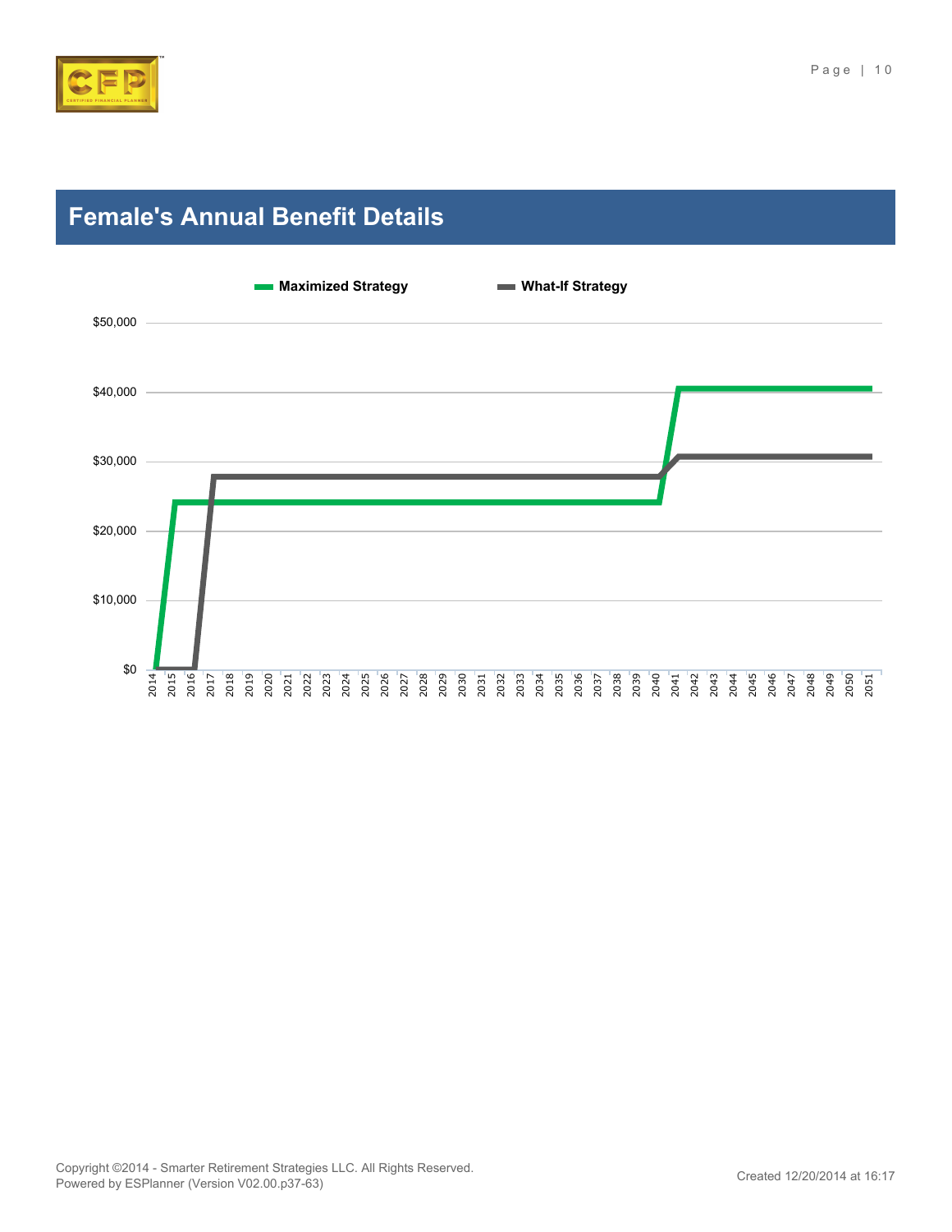## Female's Annual Benefit Details

Maximized Strategy    What-If Strategy

$50,000
$40,000
$30,000
$20,000
$10,000
$0

2014 2015 2016 2017 2018 2019 2020 2021 2022 2023 2024 2025 2026 2027 2028 2029 2030 2031 2032 2033 2034 2035 2036 2037 2038 2039 2040 2041 2042 2043 2044 2045 2046 2047 2048 2049 2050 2051

Copyright ©2014 - Smarter Retirement Strategies LLC. All Rights Reserved.
Powered by ESPlanner (Version V02.00.p37-63)

Created 12/20/2014 at 16:17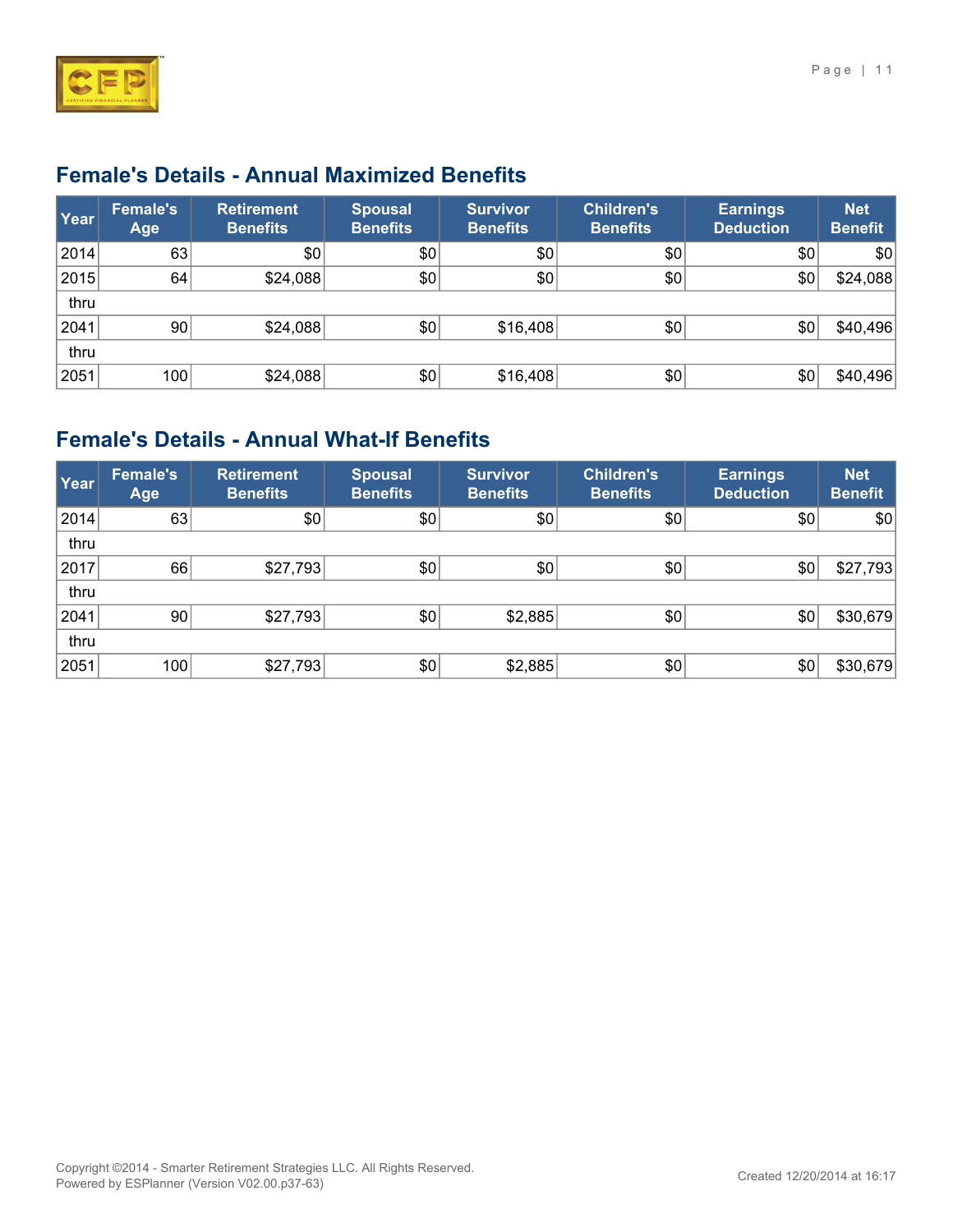## Female's Details - Annual Maximized Benefits

| Year | Female's Age | Retirement Benefits | Spousal Benefits | Survivor Benefits | Children's Benefits | Earnings Deduction | Net Benefit |
|---|---|---|---|---|---|---|---|
| 2014 | 63 | $0 | $0 | $0 | $0 | $0 | $0 |
| 2015 | 64 | $24,088 | $0 | $0 | $0 | $0 | $24,088 |
| thru | | | | | | | |
| 2041 | 90 | $24,088 | $0 | $16,408 | $0 | $0 | $40,496 |
| thru | | | | | | | |
| 2051 | 100 | $24,088 | $0 | $16,408 | $0 | $0 | $40,496 |

## Female's Details - Annual What-If Benefits

| Year | Female's Age | Retirement Benefits | Spousal Benefits | Survivor Benefits | Children's Benefits | Earnings Deduction | Net Benefit |
|---|---|---|---|---|---|---|---|
| 2014 | 63 | $0 | $0 | $0 | $0 | $0 | $0 |
| thru | | | | | | | |
| 2017 | 66 | $27,793 | $0 | $0 | $0 | $0 | $27,793 |
| thru | | | | | | | |
| 2041 | 90 | $27,793 | $0 | $2,885 | $0 | $0 | $30,679 |
| thru | | | | | | | |
| 2051 | 100 | $27,793 | $0 | $2,885 | $0 | $0 | $30,679 |

Copyright ©2014 - Smarter Retirement Strategies LLC. All Rights Reserved.
Powered by ESPlanner (Version V02.00.p37-63)

Created 12/20/2014 at 16:17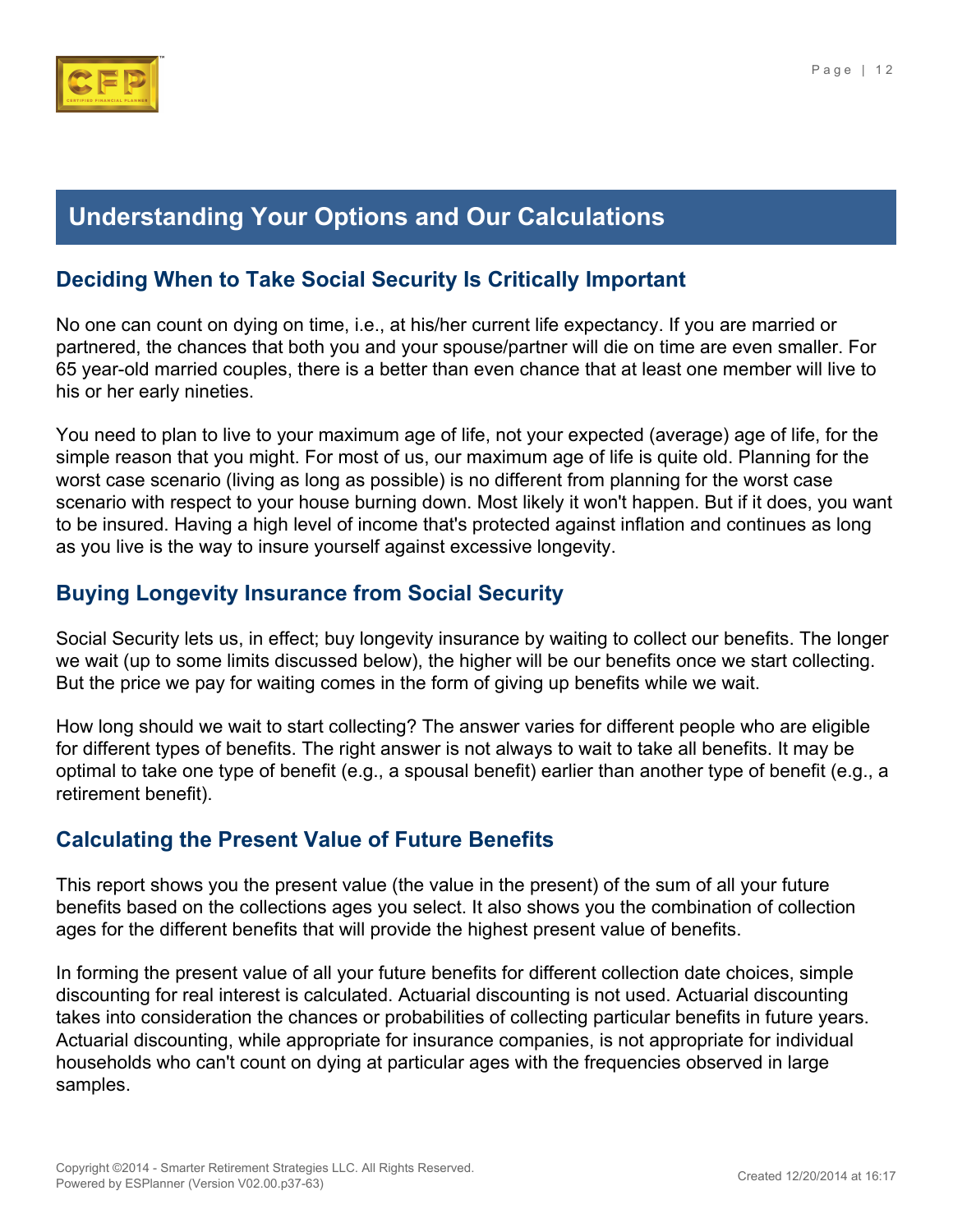# Understanding Your Options and Our Calculations

## Deciding When to Take Social Security Is Critically Important

No one can count on dying on time, i.e., at his/her current life expectancy. If you are married or partnered, the chances that both you and your spouse/partner will die on time are even smaller. For 65 year-old married couples, there is a better than even chance that at least one member will live to his or her early nineties.

You need to plan to live to your maximum age of life, not your expected (average) age of life, for the simple reason that you might. For most of us, our maximum age of life is quite old. Planning for the worst case scenario (living as long as possible) is no different from planning for the worst case scenario with respect to your house burning down. Most likely it won't happen. But if it does, you want to be insured. Having a high level of income that's protected against inflation and continues as long as you live is the way to insure yourself against excessive longevity.

## Buying Longevity Insurance from Social Security

Social Security lets us, in effect; buy longevity insurance by waiting to collect our benefits. The longer we wait (up to some limits discussed below), the higher will be our benefits once we start collecting. But the price we pay for waiting comes in the form of giving up benefits while we wait.

How long should we wait to start collecting? The answer varies for different people who are eligible for different types of benefits. The right answer is not always to wait to take all benefits. It may be optimal to take one type of benefit (e.g., a spousal benefit) earlier than another type of benefit (e.g., a retirement benefit).

## Calculating the Present Value of Future Benefits

This report shows you the present value (the value in the present) of the sum of all your future benefits based on the collections ages you select. It also shows you the combination of collection ages for the different benefits that will provide the highest present value of benefits.

In forming the present value of all your future benefits for different collection date choices, simple discounting for real interest is calculated. Actuarial discounting is not used. Actuarial discounting takes into consideration the chances or probabilities of collecting particular benefits in future years. Actuarial discounting, while appropriate for insurance companies, is not appropriate for individual households who can't count on dying at particular ages with the frequencies observed in large samples.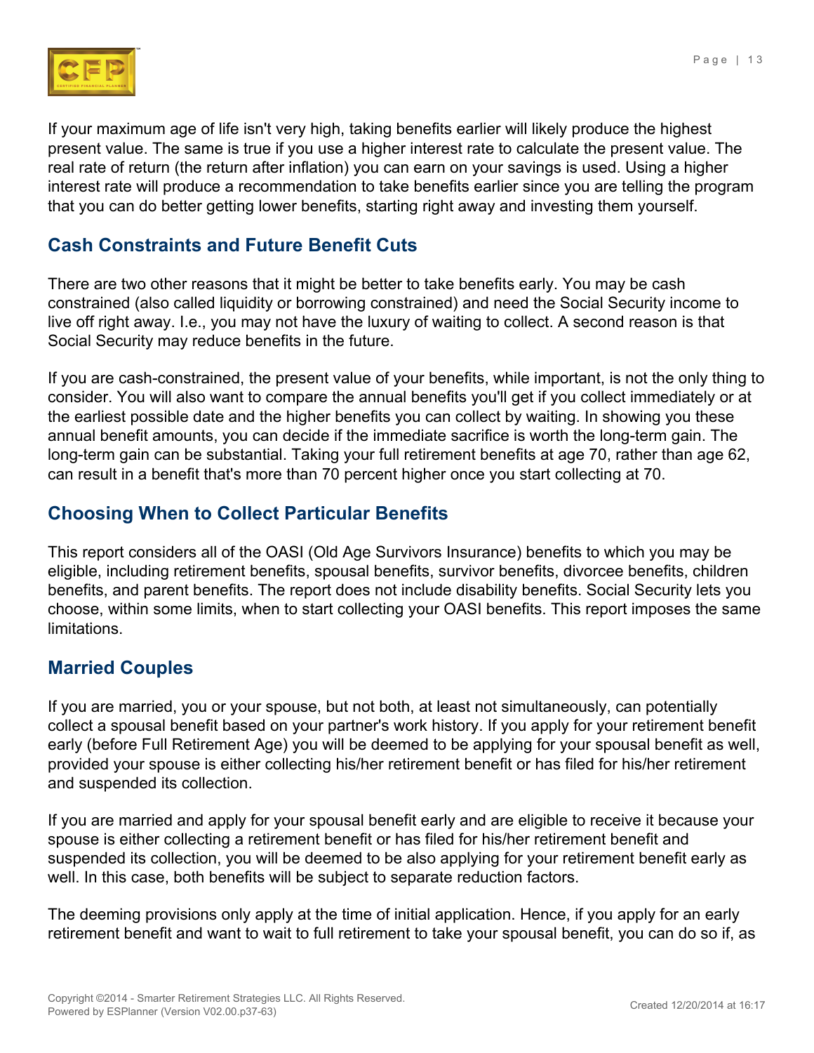If your maximum age of life isn't very high, taking benefits earlier will likely produce the highest present value. The same is true if you use a higher interest rate to calculate the present value. The real rate of return (the return after inflation) you can earn on your savings is used. Using a higher interest rate will produce a recommendation to take benefits earlier since you are telling the program that you can do better getting lower benefits, starting right away and investing them yourself.

## Cash Constraints and Future Benefit Cuts

There are two other reasons that it might be better to take benefits early. You may be cash constrained (also called liquidity or borrowing constrained) and need the Social Security income to live off right away. I.e., you may not have the luxury of waiting to collect. A second reason is that Social Security may reduce benefits in the future.

If you are cash-constrained, the present value of your benefits, while important, is not the only thing to consider. You will also want to compare the annual benefits you'll get if you collect immediately or at the earliest possible date and the higher benefits you can collect by waiting. In showing you these annual benefit amounts, you can decide if the immediate sacrifice is worth the long-term gain. The long-term gain can be substantial. Taking your full retirement benefits at age 70, rather than age 62, can result in a benefit that's more than 70 percent higher once you start collecting at 70.

## Choosing When to Collect Particular Benefits

This report considers all of the OASI (Old Age Survivors Insurance) benefits to which you may be eligible, including retirement benefits, spousal benefits, survivor benefits, divorcee benefits, children benefits, and parent benefits. The report does not include disability benefits. Social Security lets you choose, within some limits, when to start collecting your OASI benefits. This report imposes the same limitations.

## Married Couples

If you are married, you or your spouse, but not both, at least not simultaneously, can potentially collect a spousal benefit based on your partner's work history. If you apply for your retirement benefit early (before Full Retirement Age) you will be deemed to be applying for your spousal benefit as well, provided your spouse is either collecting his/her retirement benefit or has filed for his/her retirement and suspended its collection.

If you are married and apply for your spousal benefit early and are eligible to receive it because your spouse is either collecting a retirement benefit or has filed for his/her retirement benefit and suspended its collection, you will be deemed to be also applying for your retirement benefit early as well. In this case, both benefits will be subject to separate reduction factors.

The deeming provisions only apply at the time of initial application. Hence, if you apply for an early retirement benefit and want to wait to full retirement to take your spousal benefit, you can do so if, as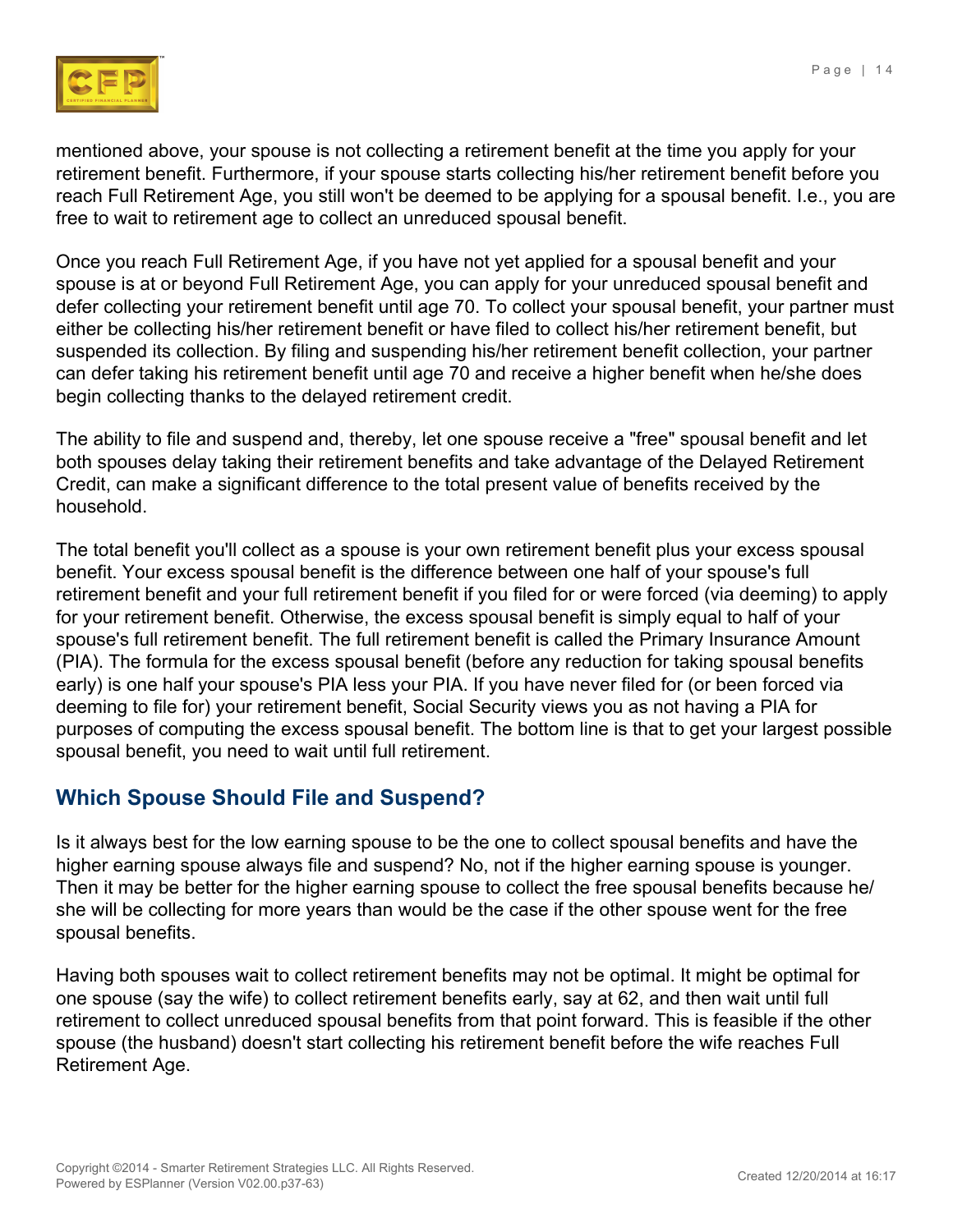mentioned above, your spouse is not collecting a retirement benefit at the time you apply for your retirement benefit. Furthermore, if your spouse starts collecting his/her retirement benefit before you reach Full Retirement Age, you still won't be deemed to be applying for a spousal benefit. I.e., you are free to wait to retirement age to collect an unreduced spousal benefit.

Once you reach Full Retirement Age, if you have not yet applied for a spousal benefit and your spouse is at or beyond Full Retirement Age, you can apply for your unreduced spousal benefit and defer collecting your retirement benefit until age 70. To collect your spousal benefit, your partner must either be collecting his/her retirement benefit or have filed to collect his/her retirement benefit, but suspended its collection. By filing and suspending his/her retirement benefit collection, your partner can defer taking his retirement benefit until age 70 and receive a higher benefit when he/she does begin collecting thanks to the delayed retirement credit.

The ability to file and suspend and, thereby, let one spouse receive a "free" spousal benefit and let both spouses delay taking their retirement benefits and take advantage of the Delayed Retirement Credit, can make a significant difference to the total present value of benefits received by the household.

The total benefit you'll collect as a spouse is your own retirement benefit plus your excess spousal benefit. Your excess spousal benefit is the difference between one half of your spouse's full retirement benefit and your full retirement benefit if you filed for or were forced (via deeming) to apply for your retirement benefit. Otherwise, the excess spousal benefit is simply equal to half of your spouse's full retirement benefit. The full retirement benefit is called the Primary Insurance Amount (PIA). The formula for the excess spousal benefit (before any reduction for taking spousal benefits early) is one half your spouse's PIA less your PIA. If you have never filed for (or been forced via deeming to file for) your retirement benefit, Social Security views you as not having a PIA for purposes of computing the excess spousal benefit. The bottom line is that to get your largest possible spousal benefit, you need to wait until full retirement.

## Which Spouse Should File and Suspend?

Is it always best for the low earning spouse to be the one to collect spousal benefits and have the higher earning spouse always file and suspend? No, not if the higher earning spouse is younger. Then it may be better for the higher earning spouse to collect the free spousal benefits because he/she will be collecting for more years than would be the case if the other spouse went for the free spousal benefits.

Having both spouses wait to collect retirement benefits may not be optimal. It might be optimal for one spouse (say the wife) to collect retirement benefits early, say at 62, and then wait until full retirement to collect unreduced spousal benefits from that point forward. This is feasible if the other spouse (the husband) doesn't start collecting his retirement benefit before the wife reaches Full Retirement Age.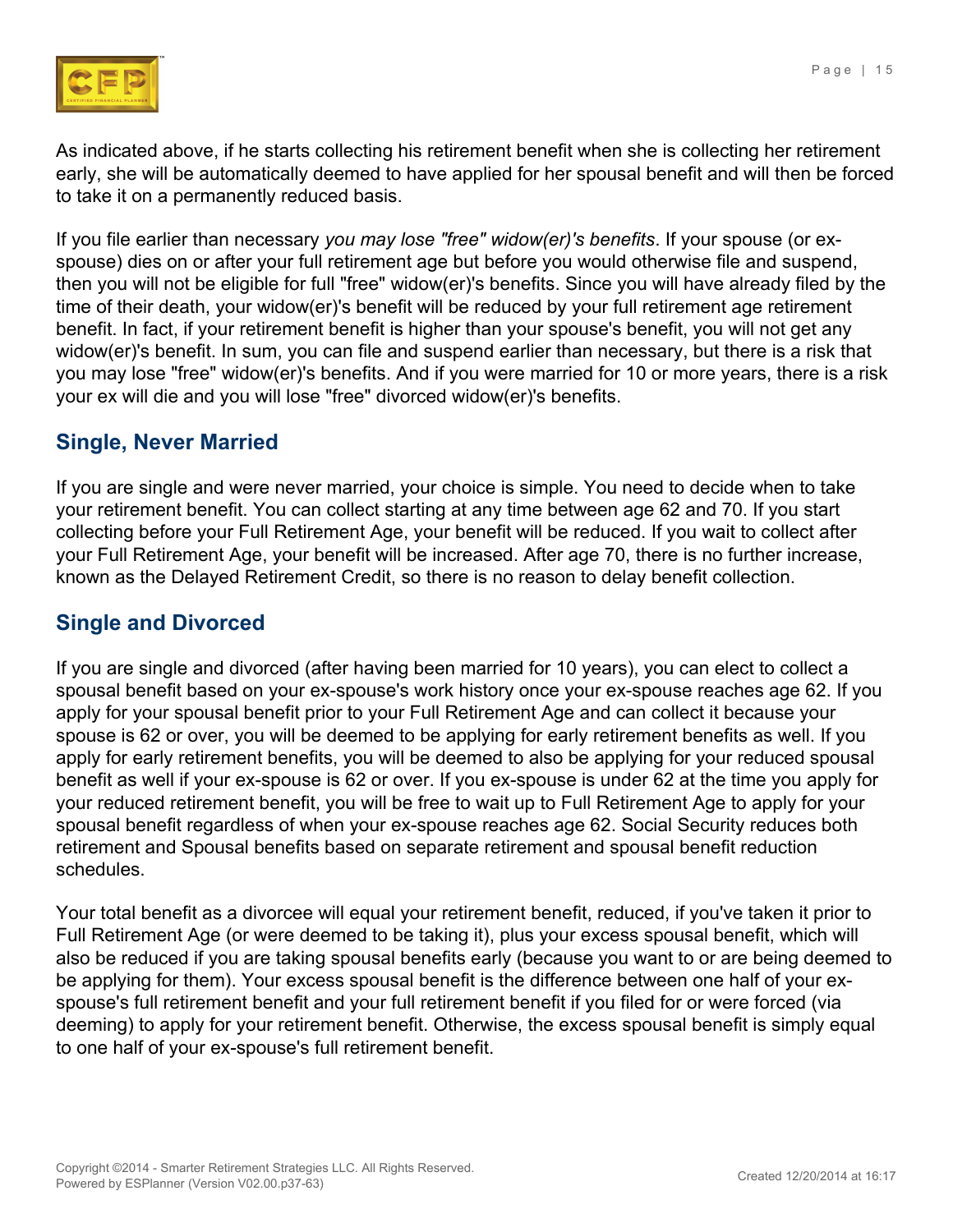As indicated above, if he starts collecting his retirement benefit when she is collecting her retirement early, she will be automatically deemed to have applied for her spousal benefit and will then be forced to take it on a permanently reduced basis.

If you file earlier than necessary *you may lose "free" widow(er)'s benefits*. If your spouse (or ex-spouse) dies on or after your full retirement age but before you would otherwise file and suspend, then you will not be eligible for full "free" widow(er)'s benefits. Since you will have already filed by the time of their death, your widow(er)'s benefit will be reduced by your full retirement age retirement benefit. In fact, if your retirement benefit is higher than your spouse's benefit, you will not get any widow(er)'s benefit. In sum, you can file and suspend earlier than necessary, but there is a risk that you may lose "free" widow(er)'s benefits. And if you were married for 10 or more years, there is a risk your ex will die and you will lose "free" divorced widow(er)'s benefits.

## Single, Never Married

If you are single and were never married, your choice is simple. You need to decide when to take your retirement benefit. You can collect starting at any time between age 62 and 70. If you start collecting before your Full Retirement Age, your benefit will be reduced. If you wait to collect after your Full Retirement Age, your benefit will be increased. After age 70, there is no further increase, known as the Delayed Retirement Credit, so there is no reason to delay benefit collection.

## Single and Divorced

If you are single and divorced (after having been married for 10 years), you can elect to collect a spousal benefit based on your ex-spouse's work history once your ex-spouse reaches age 62. If you apply for your spousal benefit prior to your Full Retirement Age and can collect it because your spouse is 62 or over, you will be deemed to be applying for early retirement benefits as well. If you apply for early retirement benefits, you will be deemed to also be applying for your reduced spousal benefit as well if your ex-spouse is 62 or over. If you ex-spouse is under 62 at the time you apply for your reduced retirement benefit, you will be free to wait up to Full Retirement Age to apply for your spousal benefit regardless of when your ex-spouse reaches age 62. Social Security reduces both retirement and Spousal benefits based on separate retirement and spousal benefit reduction schedules.

Your total benefit as a divorcee will equal your retirement benefit, reduced, if you've taken it prior to Full Retirement Age (or were deemed to be taking it), plus your excess spousal benefit, which will also be reduced if you are taking spousal benefits early (because you want to or are being deemed to be applying for them). Your excess spousal benefit is the difference between one half of your ex-spouse's full retirement benefit and your full retirement benefit if you filed for or were forced (via deeming) to apply for your retirement benefit. Otherwise, the excess spousal benefit is simply equal to one half of your ex-spouse's full retirement benefit.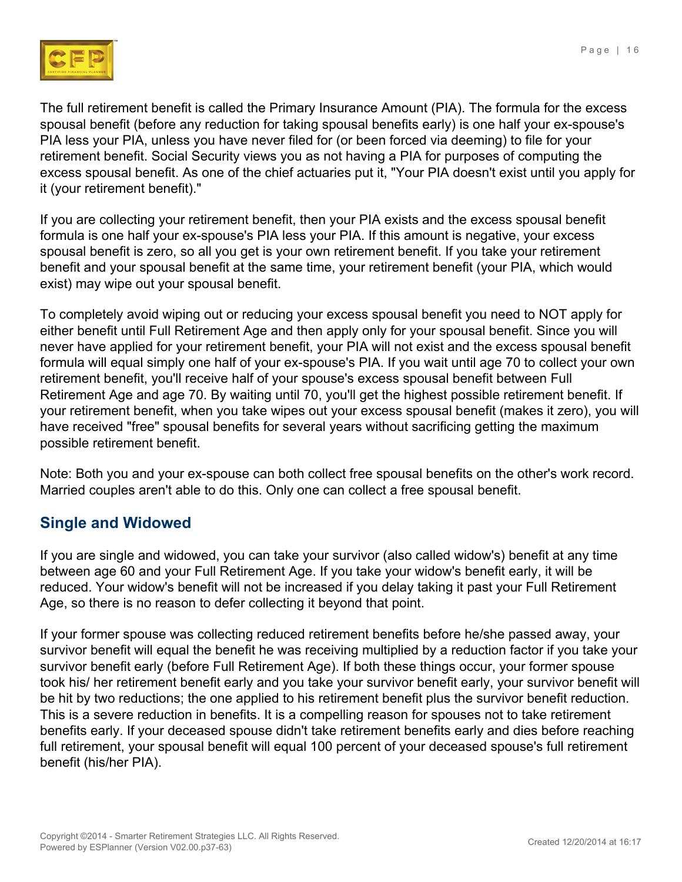The full retirement benefit is called the Primary Insurance Amount (PIA). The formula for the excess spousal benefit (before any reduction for taking spousal benefits early) is one half your ex-spouse's PIA less your PIA, unless you have never filed for (or been forced via deeming) to file for your retirement benefit. Social Security views you as not having a PIA for purposes of computing the excess spousal benefit. As one of the chief actuaries put it, "Your PIA doesn't exist until you apply for it (your retirement benefit)."

If you are collecting your retirement benefit, then your PIA exists and the excess spousal benefit formula is one half your ex-spouse's PIA less your PIA. If this amount is negative, your excess spousal benefit is zero, so all you get is your own retirement benefit. If you take your retirement benefit and your spousal benefit at the same time, your retirement benefit (your PIA, which would exist) may wipe out your spousal benefit.

To completely avoid wiping out or reducing your excess spousal benefit you need to NOT apply for either benefit until Full Retirement Age and then apply only for your spousal benefit. Since you will never have applied for your retirement benefit, your PIA will not exist and the excess spousal benefit formula will equal simply one half of your ex-spouse's PIA. If you wait until age 70 to collect your own retirement benefit, you'll receive half of your spouse's excess spousal benefit between Full Retirement Age and age 70. By waiting until 70, you'll get the highest possible retirement benefit. If your retirement benefit, when you take wipes out your excess spousal benefit (makes it zero), you will have received "free" spousal benefits for several years without sacrificing getting the maximum possible retirement benefit.

Note: Both you and your ex-spouse can both collect free spousal benefits on the other's work record. Married couples aren't able to do this. Only one can collect a free spousal benefit.

## Single and Widowed

If you are single and widowed, you can take your survivor (also called widow's) benefit at any time between age 60 and your Full Retirement Age. If you take your widow's benefit early, it will be reduced. Your widow's benefit will not be increased if you delay taking it past your Full Retirement Age, so there is no reason to defer collecting it beyond that point.

If your former spouse was collecting reduced retirement benefits before he/she passed away, your survivor benefit will equal the benefit he was receiving multiplied by a reduction factor if you take your survivor benefit early (before Full Retirement Age). If both these things occur, your former spouse took his/ her retirement benefit early and you take your survivor benefit early, your survivor benefit will be hit by two reductions; the one applied to his retirement benefit plus the survivor benefit reduction. This is a severe reduction in benefits. It is a compelling reason for spouses not to take retirement benefits early. If your deceased spouse didn't take retirement benefits early and dies before reaching full retirement, your spousal benefit will equal 100 percent of your deceased spouse's full retirement benefit (his/her PIA).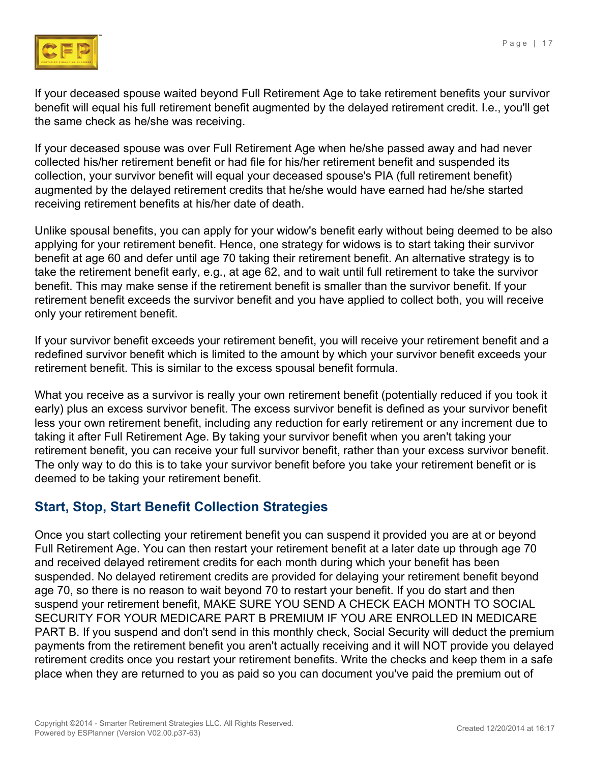If your deceased spouse waited beyond Full Retirement Age to take retirement benefits your survivor benefit will equal his full retirement benefit augmented by the delayed retirement credit. I.e., you'll get the same check as he/she was receiving.

If your deceased spouse was over Full Retirement Age when he/she passed away and had never collected his/her retirement benefit or had file for his/her retirement benefit and suspended its collection, your survivor benefit will equal your deceased spouse's PIA (full retirement benefit) augmented by the delayed retirement credits that he/she would have earned had he/she started receiving retirement benefits at his/her date of death.

Unlike spousal benefits, you can apply for your widow's benefit early without being deemed to be also applying for your retirement benefit. Hence, one strategy for widows is to start taking their survivor benefit at age 60 and defer until age 70 taking their retirement benefit. An alternative strategy is to take the retirement benefit early, e.g., at age 62, and to wait until full retirement to take the survivor benefit. This may make sense if the retirement benefit is smaller than the survivor benefit. If your retirement benefit exceeds the survivor benefit and you have applied to collect both, you will receive only your retirement benefit.

If your survivor benefit exceeds your retirement benefit, you will receive your retirement benefit and a redefined survivor benefit which is limited to the amount by which your survivor benefit exceeds your retirement benefit. This is similar to the excess spousal benefit formula.

What you receive as a survivor is really your own retirement benefit (potentially reduced if you took it early) plus an excess survivor benefit. The excess survivor benefit is defined as your survivor benefit less your own retirement benefit, including any reduction for early retirement or any increment due to taking it after Full Retirement Age. By taking your survivor benefit when you aren't taking your retirement benefit, you can receive your full survivor benefit, rather than your excess survivor benefit. The only way to do this is to take your survivor benefit before you take your retirement benefit or is deemed to be taking your retirement benefit.

## Start, Stop, Start Benefit Collection Strategies

Once you start collecting your retirement benefit you can suspend it provided you are at or beyond Full Retirement Age. You can then restart your retirement benefit at a later date up through age 70 and received delayed retirement credits for each month during which your benefit has been suspended. No delayed retirement credits are provided for delaying your retirement benefit beyond age 70, so there is no reason to wait beyond 70 to restart your benefit. If you do start and then suspend your retirement benefit, MAKE SURE YOU SEND A CHECK EACH MONTH TO SOCIAL SECURITY FOR YOUR MEDICARE PART B PREMIUM IF YOU ARE ENROLLED IN MEDICARE PART B. If you suspend and don't send in this monthly check, Social Security will deduct the premium payments from the retirement benefit you aren't actually receiving and it will NOT provide you delayed retirement credits once you restart your retirement benefits. Write the checks and keep them in a safe place when they are returned to you as paid so you can document you've paid the premium out of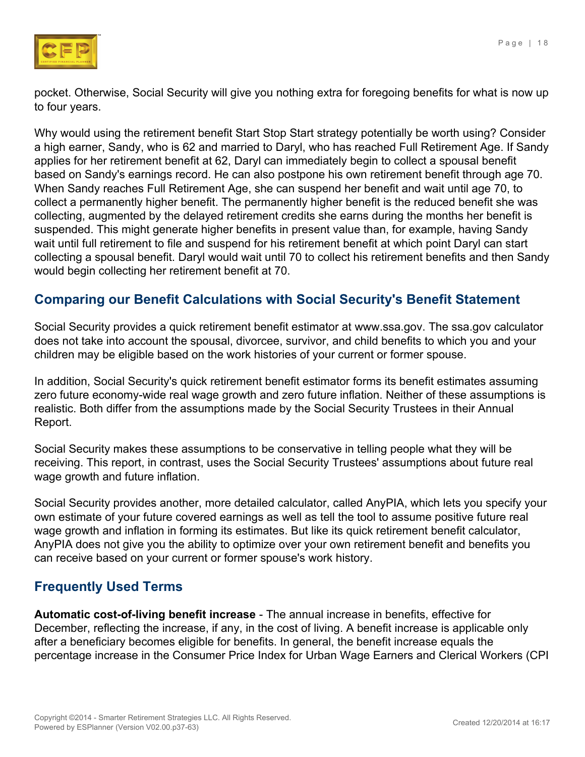pocket. Otherwise, Social Security will give you nothing extra for foregoing benefits for what is now up to four years.

Why would using the retirement benefit Start Stop Start strategy potentially be worth using? Consider a high earner, Sandy, who is 62 and married to Daryl, who has reached Full Retirement Age. If Sandy applies for her retirement benefit at 62, Daryl can immediately begin to collect a spousal benefit based on Sandy's earnings record. He can also postpone his own retirement benefit through age 70. When Sandy reaches Full Retirement Age, she can suspend her benefit and wait until age 70, to collect a permanently higher benefit. The permanently higher benefit is the reduced benefit she was collecting, augmented by the delayed retirement credits she earns during the months her benefit is suspended. This might generate higher benefits in present value than, for example, having Sandy wait until full retirement to file and suspend for his retirement benefit at which point Daryl can start collecting a spousal benefit. Daryl would wait until 70 to collect his retirement benefits and then Sandy would begin collecting her retirement benefit at 70.

## Comparing our Benefit Calculations with Social Security's Benefit Statement

Social Security provides a quick retirement benefit estimator at www.ssa.gov. The ssa.gov calculator does not take into account the spousal, divorcee, survivor, and child benefits to which you and your children may be eligible based on the work histories of your current or former spouse.

In addition, Social Security's quick retirement benefit estimator forms its benefit estimates assuming zero future economy-wide real wage growth and zero future inflation. Neither of these assumptions is realistic. Both differ from the assumptions made by the Social Security Trustees in their Annual Report.

Social Security makes these assumptions to be conservative in telling people what they will be receiving. This report, in contrast, uses the Social Security Trustees' assumptions about future real wage growth and future inflation.

Social Security provides another, more detailed calculator, called AnyPIA, which lets you specify your own estimate of your future covered earnings as well as tell the tool to assume positive future real wage growth and inflation in forming its estimates. But like its quick retirement benefit calculator, AnyPIA does not give you the ability to optimize over your own retirement benefit and benefits you can receive based on your current or former spouse's work history.

## Frequently Used Terms

**Automatic cost-of-living benefit increase** - The annual increase in benefits, effective for December, reflecting the increase, if any, in the cost of living. A benefit increase is applicable only after a beneficiary becomes eligible for benefits. In general, the benefit increase equals the percentage increase in the Consumer Price Index for Urban Wage Earners and Clerical Workers (CPI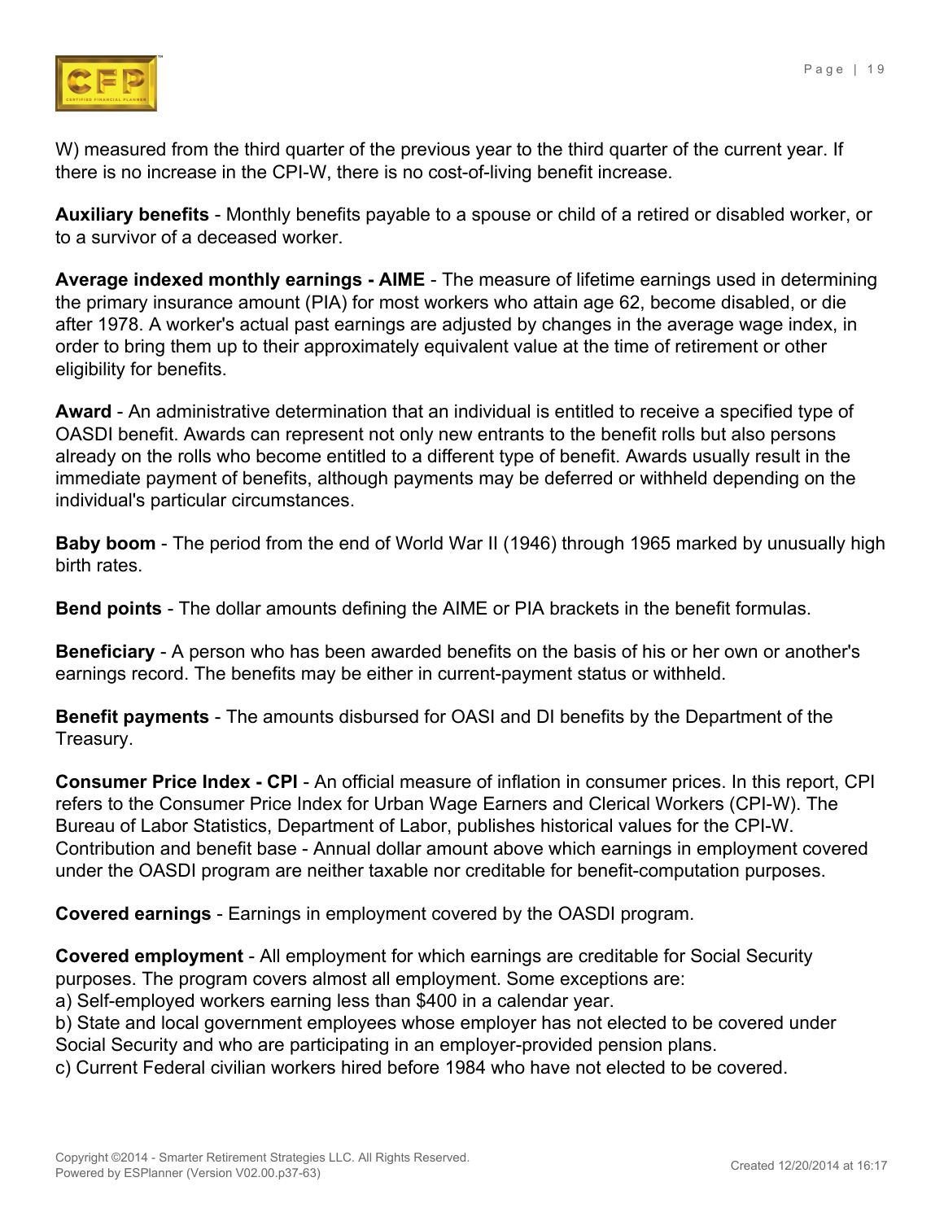W) measured from the third quarter of the previous year to the third quarter of the current year. If there is no increase in the CPI-W, there is no cost-of-living benefit increase.

**Auxiliary benefits** - Monthly benefits payable to a spouse or child of a retired or disabled worker, or to a survivor of a deceased worker.

**Average indexed monthly earnings - AIME** - The measure of lifetime earnings used in determining the primary insurance amount (PIA) for most workers who attain age 62, become disabled, or die after 1978. A worker's actual past earnings are adjusted by changes in the average wage index, in order to bring them up to their approximately equivalent value at the time of retirement or other eligibility for benefits.

**Award** - An administrative determination that an individual is entitled to receive a specified type of OASDI benefit. Awards can represent not only new entrants to the benefit rolls but also persons already on the rolls who become entitled to a different type of benefit. Awards usually result in the immediate payment of benefits, although payments may be deferred or withheld depending on the individual's particular circumstances.

**Baby boom** - The period from the end of World War II (1946) through 1965 marked by unusually high birth rates.

**Bend points** - The dollar amounts defining the AIME or PIA brackets in the benefit formulas.

**Beneficiary** - A person who has been awarded benefits on the basis of his or her own or another's earnings record. The benefits may be either in current-payment status or withheld.

**Benefit payments** - The amounts disbursed for OASI and DI benefits by the Department of the Treasury.

**Consumer Price Index - CPI** - An official measure of inflation in consumer prices. In this report, CPI refers to the Consumer Price Index for Urban Wage Earners and Clerical Workers (CPI-W). The Bureau of Labor Statistics, Department of Labor, publishes historical values for the CPI-W.
Contribution and benefit base - Annual dollar amount above which earnings in employment covered under the OASDI program are neither taxable nor creditable for benefit-computation purposes.

**Covered earnings** - Earnings in employment covered by the OASDI program.

**Covered employment** - All employment for which earnings are creditable for Social Security purposes. The program covers almost all employment. Some exceptions are:
a) Self-employed workers earning less than $400 in a calendar year.
b) State and local government employees whose employer has not elected to be covered under Social Security and who are participating in an employer-provided pension plans.
c) Current Federal civilian workers hired before 1984 who have not elected to be covered.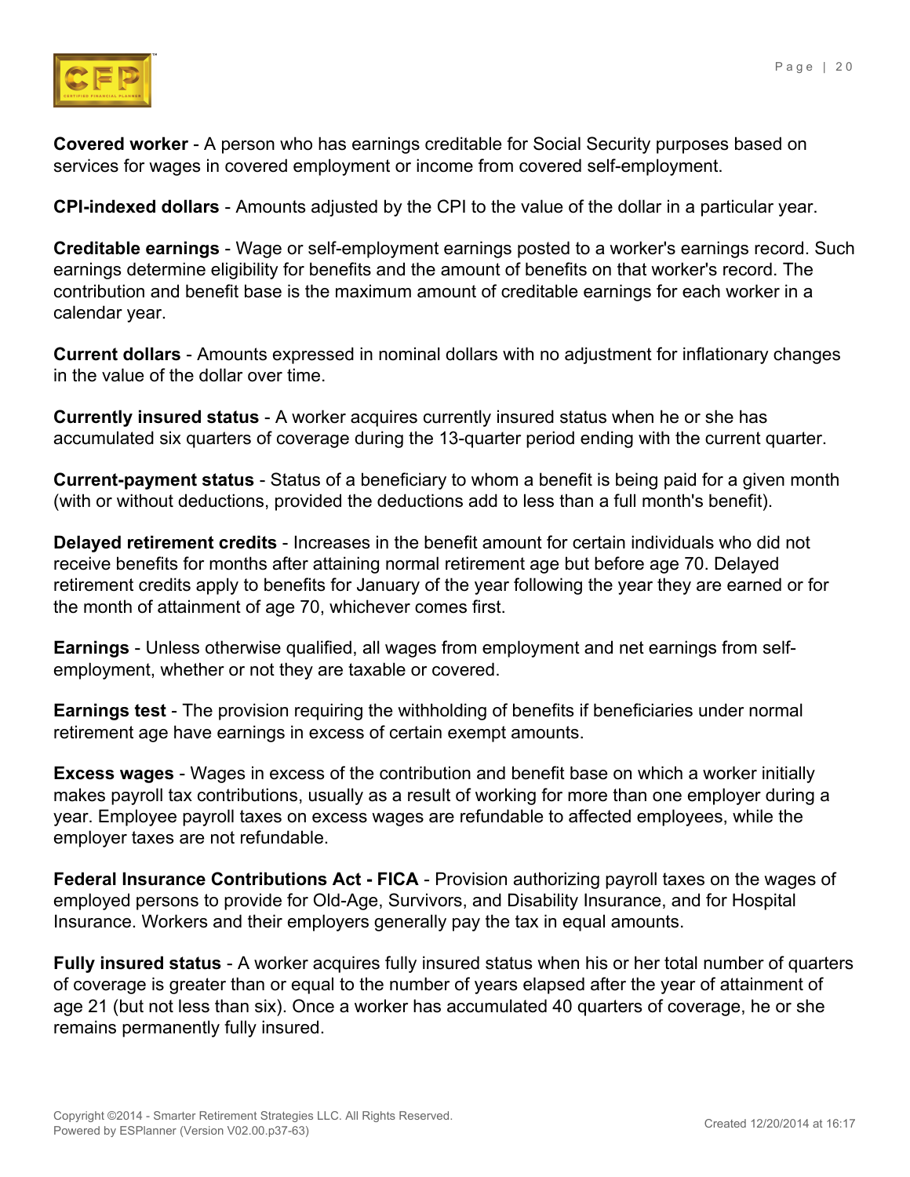**Covered worker** - A person who has earnings creditable for Social Security purposes based on services for wages in covered employment or income from covered self-employment.

**CPI-indexed dollars** - Amounts adjusted by the CPI to the value of the dollar in a particular year.

**Creditable earnings** - Wage or self-employment earnings posted to a worker's earnings record. Such earnings determine eligibility for benefits and the amount of benefits on that worker's record. The contribution and benefit base is the maximum amount of creditable earnings for each worker in a calendar year.

**Current dollars** - Amounts expressed in nominal dollars with no adjustment for inflationary changes in the value of the dollar over time.

**Currently insured status** - A worker acquires currently insured status when he or she has accumulated six quarters of coverage during the 13-quarter period ending with the current quarter.

**Current-payment status** - Status of a beneficiary to whom a benefit is being paid for a given month (with or without deductions, provided the deductions add to less than a full month's benefit).

**Delayed retirement credits** - Increases in the benefit amount for certain individuals who did not receive benefits for months after attaining normal retirement age but before age 70. Delayed retirement credits apply to benefits for January of the year following the year they are earned or for the month of attainment of age 70, whichever comes first.

**Earnings** - Unless otherwise qualified, all wages from employment and net earnings from self-employment, whether or not they are taxable or covered.

**Earnings test** - The provision requiring the withholding of benefits if beneficiaries under normal retirement age have earnings in excess of certain exempt amounts.

**Excess wages** - Wages in excess of the contribution and benefit base on which a worker initially makes payroll tax contributions, usually as a result of working for more than one employer during a year. Employee payroll taxes on excess wages are refundable to affected employees, while the employer taxes are not refundable.

**Federal Insurance Contributions Act - FICA** - Provision authorizing payroll taxes on the wages of employed persons to provide for Old-Age, Survivors, and Disability Insurance, and for Hospital Insurance. Workers and their employers generally pay the tax in equal amounts.

**Fully insured status** - A worker acquires fully insured status when his or her total number of quarters of coverage is greater than or equal to the number of years elapsed after the year of attainment of age 21 (but not less than six). Once a worker has accumulated 40 quarters of coverage, he or she remains permanently fully insured.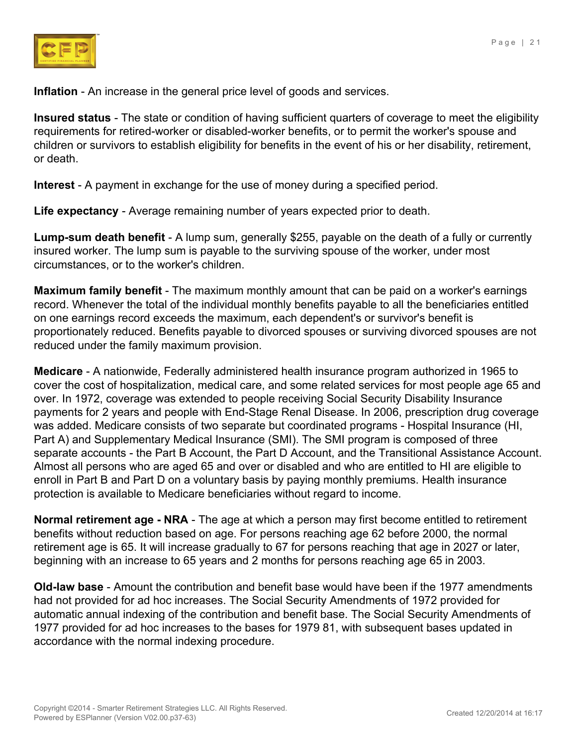**Inflation** - An increase in the general price level of goods and services.

**Insured status** - The state or condition of having sufficient quarters of coverage to meet the eligibility requirements for retired-worker or disabled-worker benefits, or to permit the worker's spouse and children or survivors to establish eligibility for benefits in the event of his or her disability, retirement, or death.

**Interest** - A payment in exchange for the use of money during a specified period.

**Life expectancy** - Average remaining number of years expected prior to death.

**Lump-sum death benefit** - A lump sum, generally $255, payable on the death of a fully or currently insured worker. The lump sum is payable to the surviving spouse of the worker, under most circumstances, or to the worker's children.

**Maximum family benefit** - The maximum monthly amount that can be paid on a worker's earnings record. Whenever the total of the individual monthly benefits payable to all the beneficiaries entitled on one earnings record exceeds the maximum, each dependent's or survivor's benefit is proportionately reduced. Benefits payable to divorced spouses or surviving divorced spouses are not reduced under the family maximum provision.

**Medicare** - A nationwide, Federally administered health insurance program authorized in 1965 to cover the cost of hospitalization, medical care, and some related services for most people age 65 and over. In 1972, coverage was extended to people receiving Social Security Disability Insurance payments for 2 years and people with End-Stage Renal Disease. In 2006, prescription drug coverage was added. Medicare consists of two separate but coordinated programs - Hospital Insurance (HI, Part A) and Supplementary Medical Insurance (SMI). The SMI program is composed of three separate accounts - the Part B Account, the Part D Account, and the Transitional Assistance Account. Almost all persons who are aged 65 and over or disabled and who are entitled to HI are eligible to enroll in Part B and Part D on a voluntary basis by paying monthly premiums. Health insurance protection is available to Medicare beneficiaries without regard to income.

**Normal retirement age - NRA** - The age at which a person may first become entitled to retirement benefits without reduction based on age. For persons reaching age 62 before 2000, the normal retirement age is 65. It will increase gradually to 67 for persons reaching that age in 2027 or later, beginning with an increase to 65 years and 2 months for persons reaching age 65 in 2003.

**Old-law base** - Amount the contribution and benefit base would have been if the 1977 amendments had not provided for ad hoc increases. The Social Security Amendments of 1972 provided for automatic annual indexing of the contribution and benefit base. The Social Security Amendments of 1977 provided for ad hoc increases to the bases for 1979 81, with subsequent bases updated in accordance with the normal indexing procedure.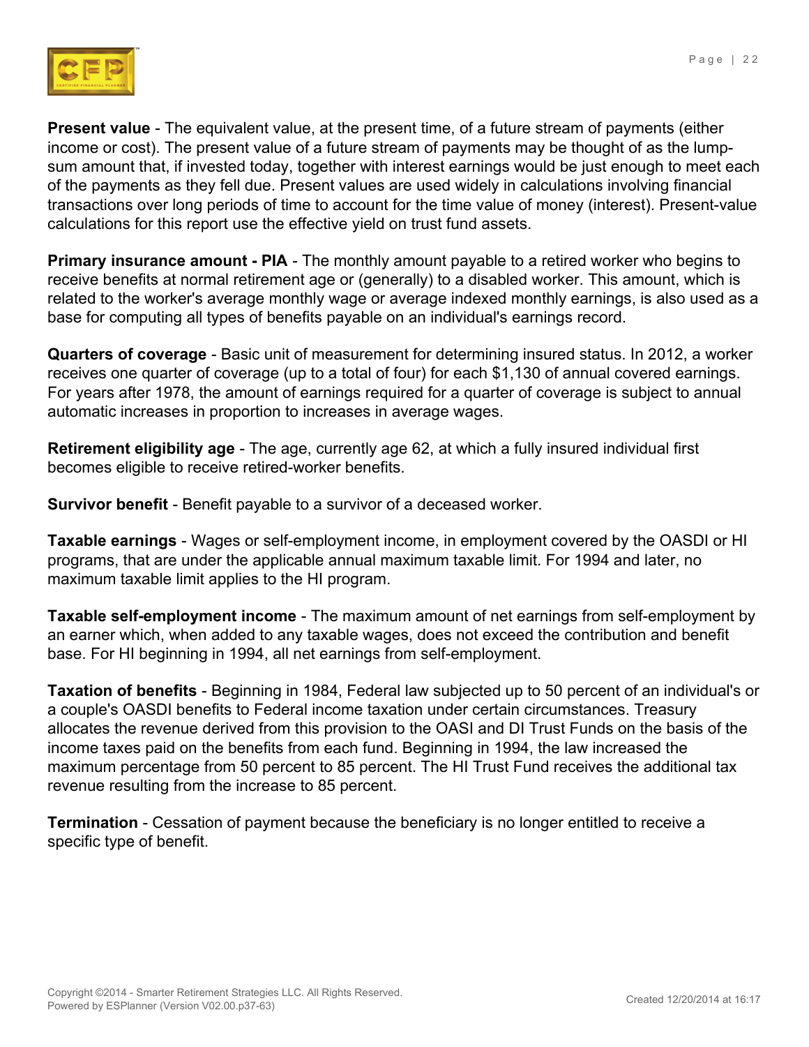**Present value** - The equivalent value, at the present time, of a future stream of payments (either income or cost). The present value of a future stream of payments may be thought of as the lump-sum amount that, if invested today, together with interest earnings would be just enough to meet each of the payments as they fell due. Present values are used widely in calculations involving financial transactions over long periods of time to account for the time value of money (interest). Present-value calculations for this report use the effective yield on trust fund assets.

**Primary insurance amount - PIA** - The monthly amount payable to a retired worker who begins to receive benefits at normal retirement age or (generally) to a disabled worker. This amount, which is related to the worker's average monthly wage or average indexed monthly earnings, is also used as a base for computing all types of benefits payable on an individual's earnings record.

**Quarters of coverage** - Basic unit of measurement for determining insured status. In 2012, a worker receives one quarter of coverage (up to a total of four) for each $1,130 of annual covered earnings. For years after 1978, the amount of earnings required for a quarter of coverage is subject to annual automatic increases in proportion to increases in average wages.

**Retirement eligibility age** - The age, currently age 62, at which a fully insured individual first becomes eligible to receive retired-worker benefits.

**Survivor benefit** - Benefit payable to a survivor of a deceased worker.

**Taxable earnings** - Wages or self-employment income, in employment covered by the OASDI or HI programs, that are under the applicable annual maximum taxable limit. For 1994 and later, no maximum taxable limit applies to the HI program.

**Taxable self-employment income** - The maximum amount of net earnings from self-employment by an earner which, when added to any taxable wages, does not exceed the contribution and benefit base. For HI beginning in 1994, all net earnings from self-employment.

**Taxation of benefits** - Beginning in 1984, Federal law subjected up to 50 percent of an individual's or a couple's OASDI benefits to Federal income taxation under certain circumstances. Treasury allocates the revenue derived from this provision to the OASI and DI Trust Funds on the basis of the income taxes paid on the benefits from each fund. Beginning in 1994, the law increased the maximum percentage from 50 percent to 85 percent. The HI Trust Fund receives the additional tax revenue resulting from the increase to 85 percent.

**Termination** - Cessation of payment because the beneficiary is no longer entitled to receive a specific type of benefit.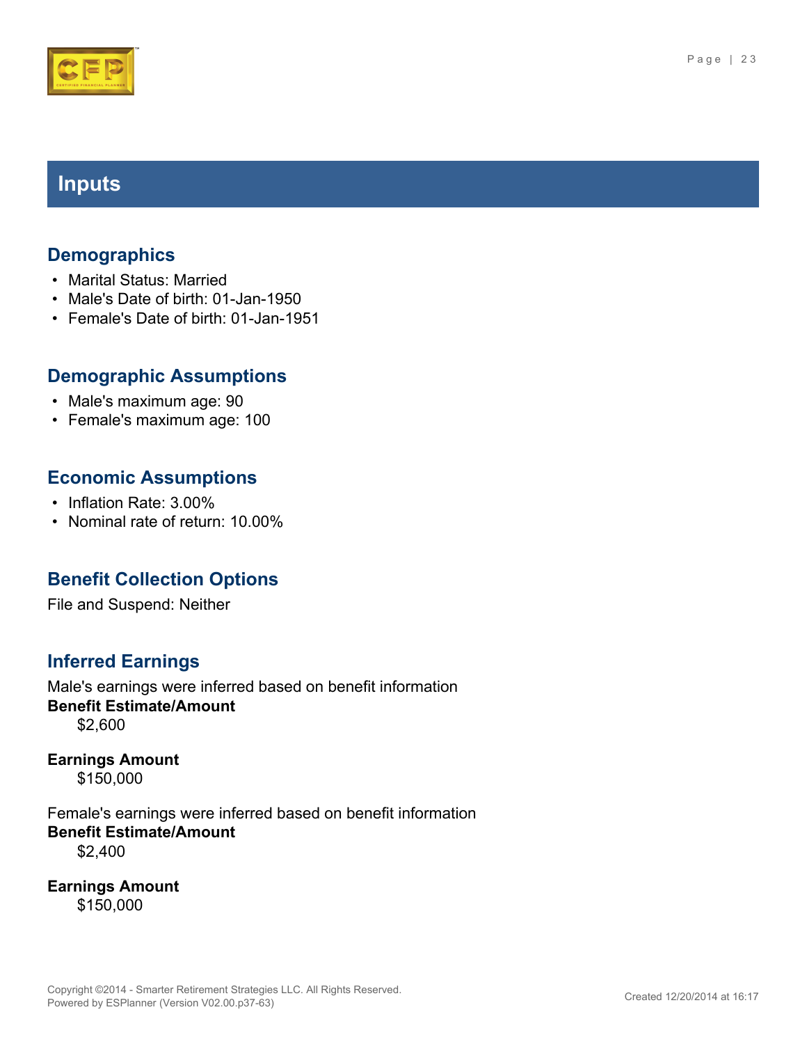# Inputs

## Demographics

- Marital Status: Married
- Male's Date of birth: 01-Jan-1950
- Female's Date of birth: 01-Jan-1951

## Demographic Assumptions

- Male's maximum age: 90
- Female's maximum age: 100

## Economic Assumptions

- Inflation Rate: 3.00%
- Nominal rate of return: 10.00%

## Benefit Collection Options

File and Suspend: Neither

## Inferred Earnings

Male's earnings were inferred based on benefit information

**Benefit Estimate/Amount**

$2,600

**Earnings Amount**

$150,000

Female's earnings were inferred based on benefit information

**Benefit Estimate/Amount**

$2,400

**Earnings Amount**

$150,000

Copyright ©2014 - Smarter Retirement Strategies LLC. All Rights Reserved.
Powered by ESPlanner (Version V02.00.p37-63)

Created 12/20/2014 at 16:17